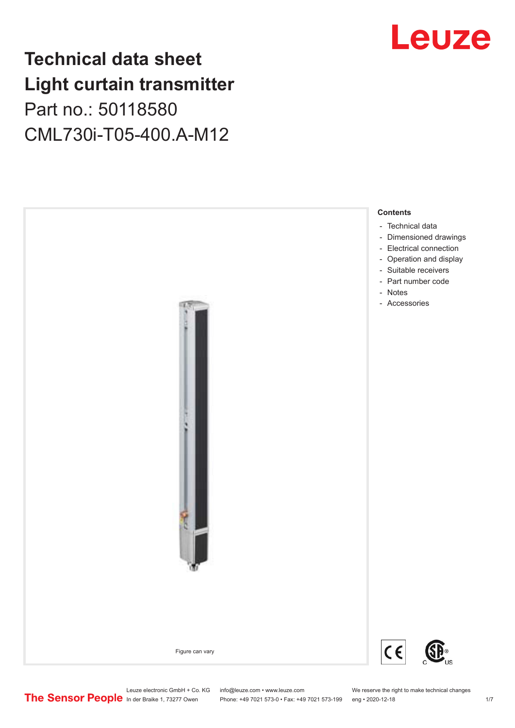# Technical data sheet
# Light curtain transmitter
## Part no.: 50118580
## CML730i-T05-400.A-M12

Leuze

Figure can vary

**Contents**

- Technical data
- Dimensioned drawings
- Electrical connection
- Operation and display
- Suitable receivers
- Part number code
- Notes
- Accessories

The Sensor People

Leuze electronic GmbH + Co. KG
In der Braike 1, 73277 Owen

info@leuze.com • www.leuze.com
Phone: +49 7021 573-0 • Fax: +49 7021 573-199

We reserve the right to make technical changes
eng • 2020-12-18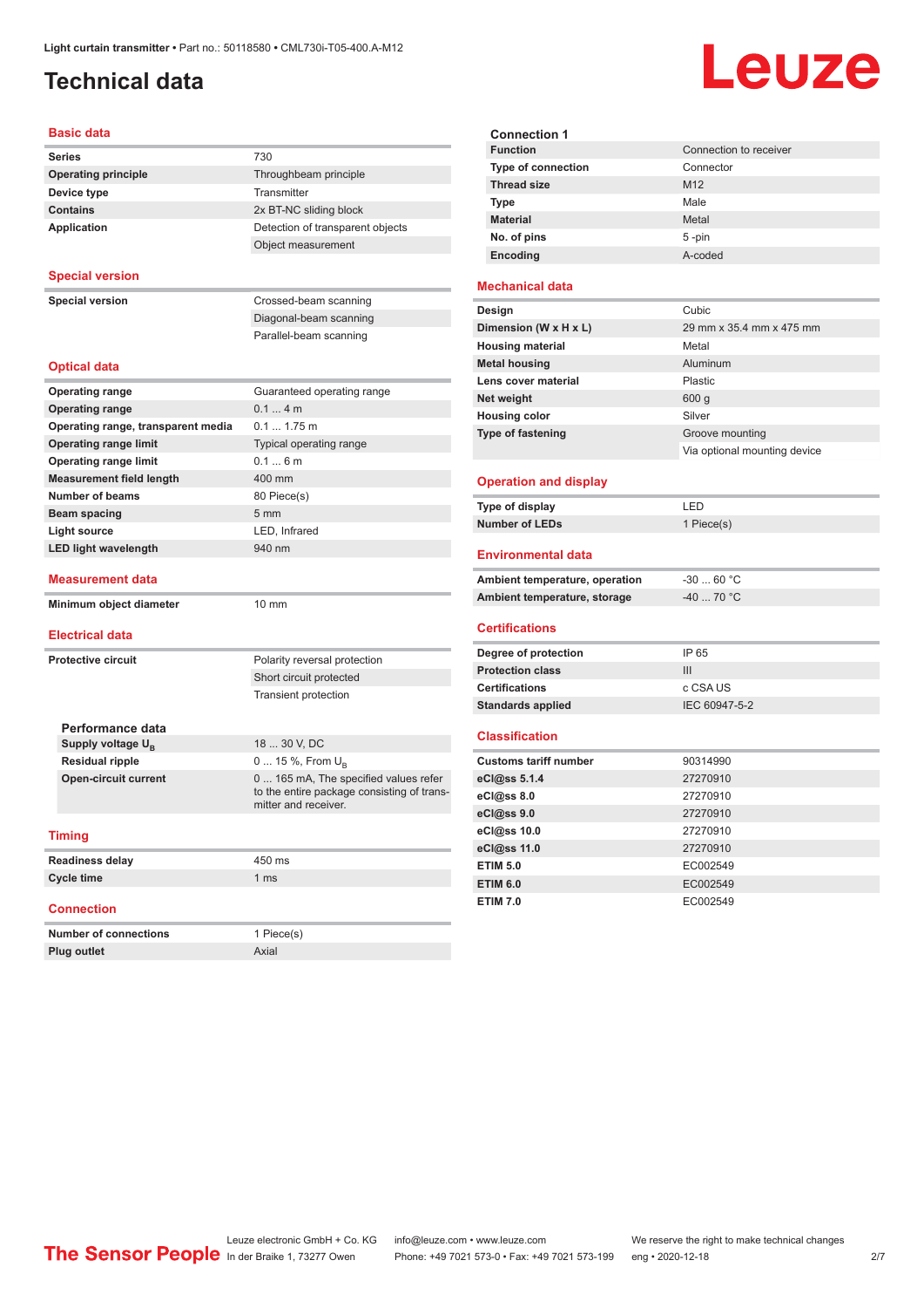# Technical data

## Basic data

| | |
|---|---|
| **Series** | 730 |
| **Operating principle** | Throughbeam principle |
| **Device type** | Transmitter |
| **Contains** | 2x BT-NC sliding block |
| **Application** | Detection of transparent objects |
| | Object measurement |

## Special version

| | |
|---|---|
| **Special version** | Crossed-beam scanning |
| | Diagonal-beam scanning |
| | Parallel-beam scanning |

## Optical data

| | |
|---|---|
| **Operating range** | Guaranteed operating range |
| **Operating range** | 0.1 ... 4 m |
| **Operating range, transparent media** | 0.1 ... 1.75 m |
| **Operating range limit** | Typical operating range |
| **Operating range limit** | 0.1 ... 6 m |
| **Measurement field length** | 400 mm |
| **Number of beams** | 80 Piece(s) |
| **Beam spacing** | 5 mm |
| **Light source** | LED, Infrared |
| **LED light wavelength** | 940 nm |

## Measurement data

| | |
|---|---|
| **Minimum object diameter** | 10 mm |

## Electrical data

| | |
|---|---|
| **Protective circuit** | Polarity reversal protection |
| | Short circuit protected |
| | Transient protection |

### Performance data

| | |
|---|---|
| **Supply voltage $U_B$** | 18 ... 30 V, DC |
| **Residual ripple** | 0 ... 15 %, From $U_B$ |
| **Open-circuit current** | 0 ... 165 mA, The specified values refer to the entire package consisting of transmitter and receiver. |

## Timing

| | |
|---|---|
| **Readiness delay** | 450 ms |
| **Cycle time** | 1 ms |

## Connection

| | |
|---|---|
| **Number of connections** | 1 Piece(s) |
| **Plug outlet** | Axial |

### Connection 1

| | |
|---|---|
| **Function** | Connection to receiver |
| **Type of connection** | Connector |
| **Thread size** | M12 |
| **Type** | Male |
| **Material** | Metal |
| **No. of pins** | 5 -pin |
| **Encoding** | A-coded |

## Mechanical data

| | |
|---|---|
| **Design** | Cubic |
| **Dimension (W x H x L)** | 29 mm x 35.4 mm x 475 mm |
| **Housing material** | Metal |
| **Metal housing** | Aluminum |
| **Lens cover material** | Plastic |
| **Net weight** | 600 g |
| **Housing color** | Silver |
| **Type of fastening** | Groove mounting |
| | Via optional mounting device |

## Operation and display

| | |
|---|---|
| **Type of display** | LED |
| **Number of LEDs** | 1 Piece(s) |

## Environmental data

| | |
|---|---|
| **Ambient temperature, operation** | -30 ... 60 °C |
| **Ambient temperature, storage** | -40 ... 70 °C |

## Certifications

| | |
|---|---|
| **Degree of protection** | IP 65 |
| **Protection class** | III |
| **Certifications** | c CSA US |
| **Standards applied** | IEC 60947-5-2 |

## Classification

| | |
|---|---|
| **Customs tariff number** | 90314990 |
| **eCl@ss 5.1.4** | 27270910 |
| **eCl@ss 8.0** | 27270910 |
| **eCl@ss 9.0** | 27270910 |
| **eCl@ss 10.0** | 27270910 |
| **eCl@ss 11.0** | 27270910 |
| **ETIM 5.0** | EC002549 |
| **ETIM 6.0** | EC002549 |
| **ETIM 7.0** | EC002549 |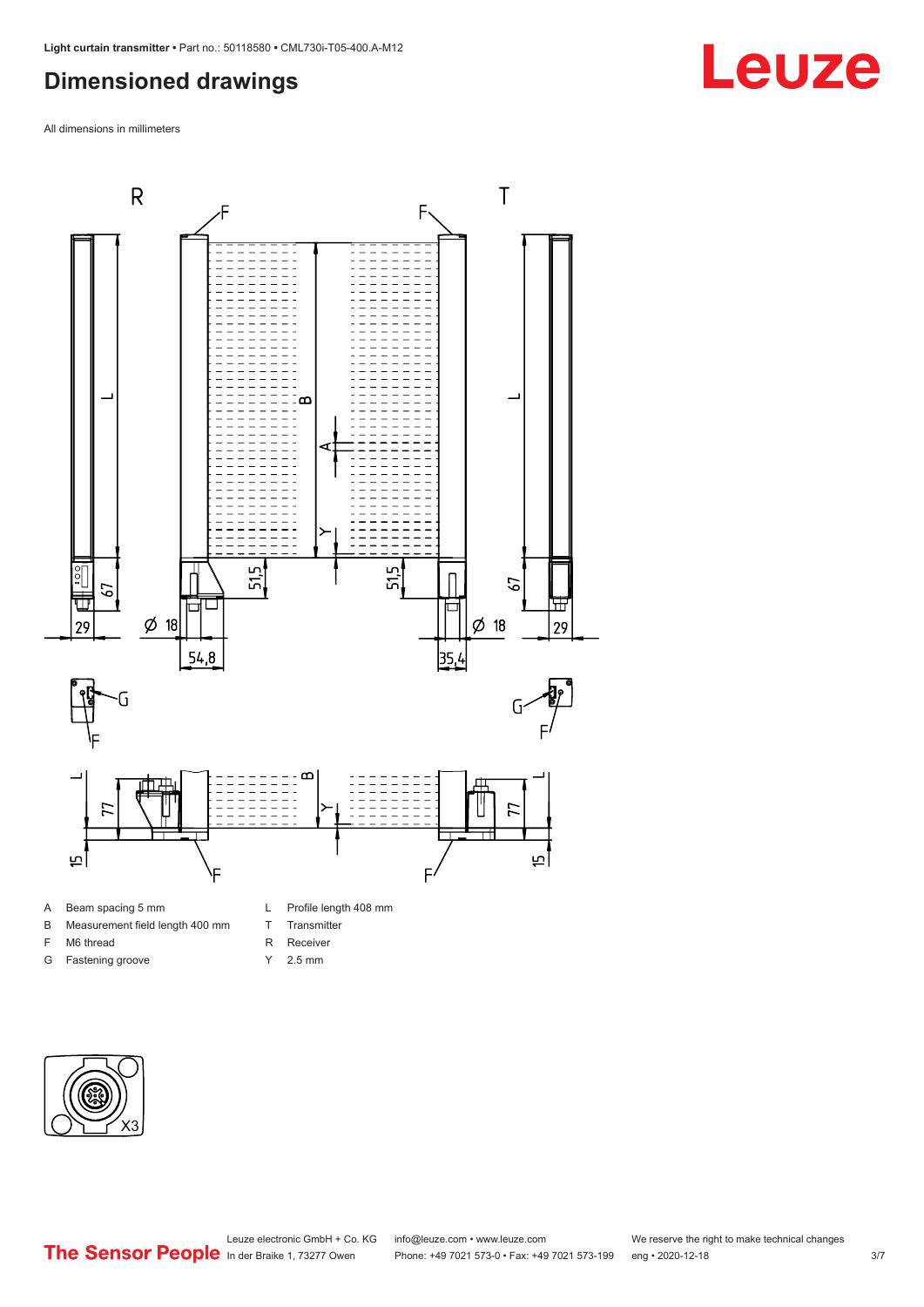# Dimensioned drawings

All dimensions in millimeters

R

T

F

F

L

B

A

Y

L

67

51,5

51,5

67

29

Ø 18

Ø 18

29

54,8

35,4

G

F

G

F

L

77

B

Y

77

L

15

F

F

15

A Beam spacing 5 mm

B Measurement field length 400 mm

F M6 thread

G Fastening groove

L Profile length 408 mm

T Transmitter

R Receiver

Y 2.5 mm

X3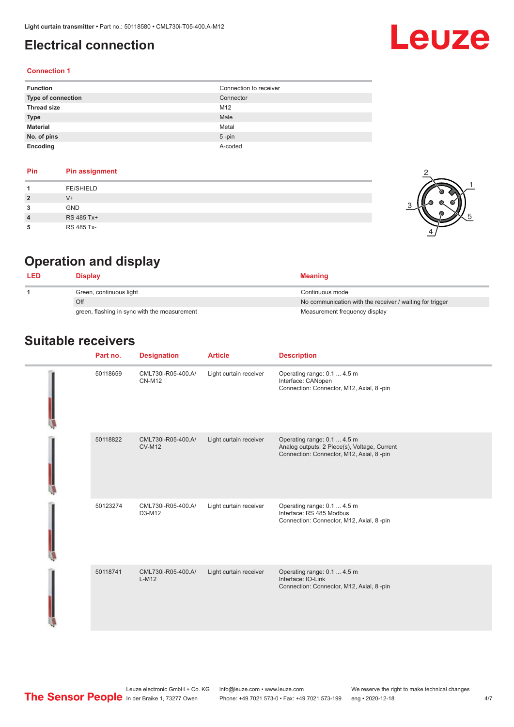# Electrical connection

## Connection 1

| | |
|---|---|
| **Function** | Connection to receiver |
| **Type of connection** | Connector |
| **Thread size** | M12 |
| **Type** | Male |
| **Material** | Metal |
| **No. of pins** | 5 -pin |
| **Encoding** | A-coded |

| Pin | Pin assignment |
|---|---|
| **1** | FE/SHIELD |
| **2** | V+ |
| **3** | GND |
| **4** | RS 485 Tx+ |
| **5** | RS 485 Tx- |

2
1
3
5
4

# Operation and display

| LED | Display | Meaning |
|---|---|---|
| **1** | Green, continuous light | Continuous mode |
| | Off | No communication with the receiver / waiting for trigger |
| | green, flashing in sync with the measurement | Measurement frequency display |

# Suitable receivers

| | Part no. | Designation | Article | Description |
|---|---|---|---|---|
| | 50118659 | CML730i-R05-400.A/CN-M12 | Light curtain receiver | Operating range: 0.1 ... 4.5 m<br>Interface: CANopen<br>Connection: Connector, M12, Axial, 8 -pin |
| | 50118822 | CML730i-R05-400.A/CV-M12 | Light curtain receiver | Operating range: 0.1 ... 4.5 m<br>Analog outputs: 2 Piece(s), Voltage, Current<br>Connection: Connector, M12, Axial, 8 -pin |
| | 50123274 | CML730i-R05-400.A/D3-M12 | Light curtain receiver | Operating range: 0.1 ... 4.5 m<br>Interface: RS 485 Modbus<br>Connection: Connector, M12, Axial, 8 -pin |
| | 50118741 | CML730i-R05-400.A/L-M12 | Light curtain receiver | Operating range: 0.1 ... 4.5 m<br>Interface: IO-Link<br>Connection: Connector, M12, Axial, 8 -pin |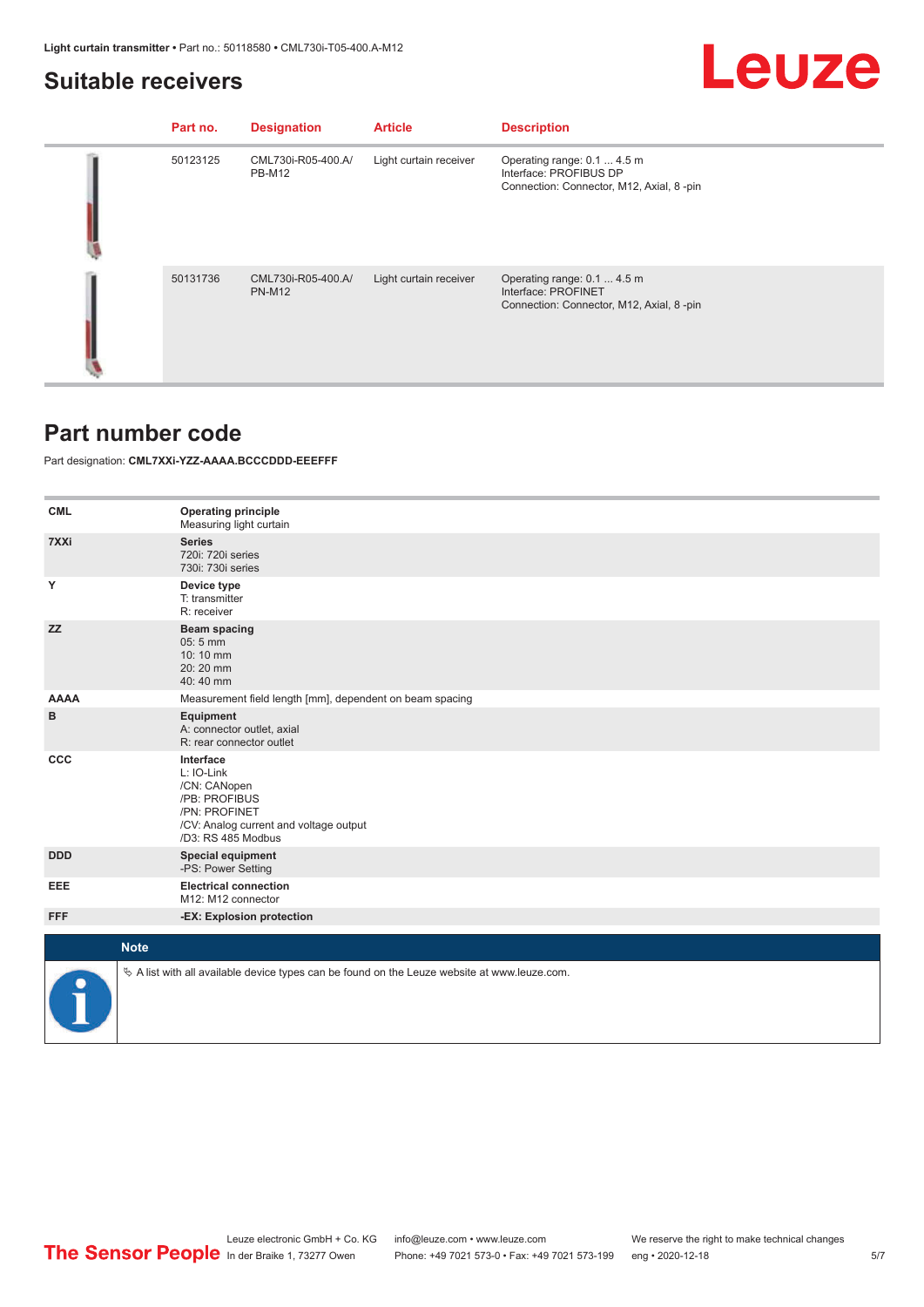## Suitable receivers

| | Part no. | Designation | Article | Description |
|---|---|---|---|---|
| | 50123125 | CML730i-R05-400.A/PB-M12 | Light curtain receiver | Operating range: 0.1 ... 4.5 m<br>Interface: PROFIBUS DP<br>Connection: Connector, M12, Axial, 8 -pin |
| | 50131736 | CML730i-R05-400.A/PN-M12 | Light curtain receiver | Operating range: 0.1 ... 4.5 m<br>Interface: PROFINET<br>Connection: Connector, M12, Axial, 8 -pin |

## Part number code

Part designation: **CML7XXi-YZZ-AAAA.BCCCDDD-EEEFFF**

| | |
|---|---|
| **CML** | **Operating principle**<br>Measuring light curtain |
| **7XXi** | **Series**<br>720i: 720i series<br>730i: 730i series |
| **Y** | **Device type**<br>T: transmitter<br>R: receiver |
| **ZZ** | **Beam spacing**<br>05: 5 mm<br>10: 10 mm<br>20: 20 mm<br>40: 40 mm |
| **AAAA** | Measurement field length [mm], dependent on beam spacing |
| **B** | **Equipment**<br>A: connector outlet, axial<br>R: rear connector outlet |
| **CCC** | **Interface**<br>L: IO-Link<br>/CN: CANopen<br>/PB: PROFIBUS<br>/PN: PROFINET<br>/CV: Analog current and voltage output<br>/D3: RS 485 Modbus |
| **DDD** | **Special equipment**<br>-PS: Power Setting |
| **EEE** | **Electrical connection**<br>M12: M12 connector |
| **FFF** | **-EX: Explosion protection** |

**Note**

↳ A list with all available device types can be found on the Leuze website at www.leuze.com.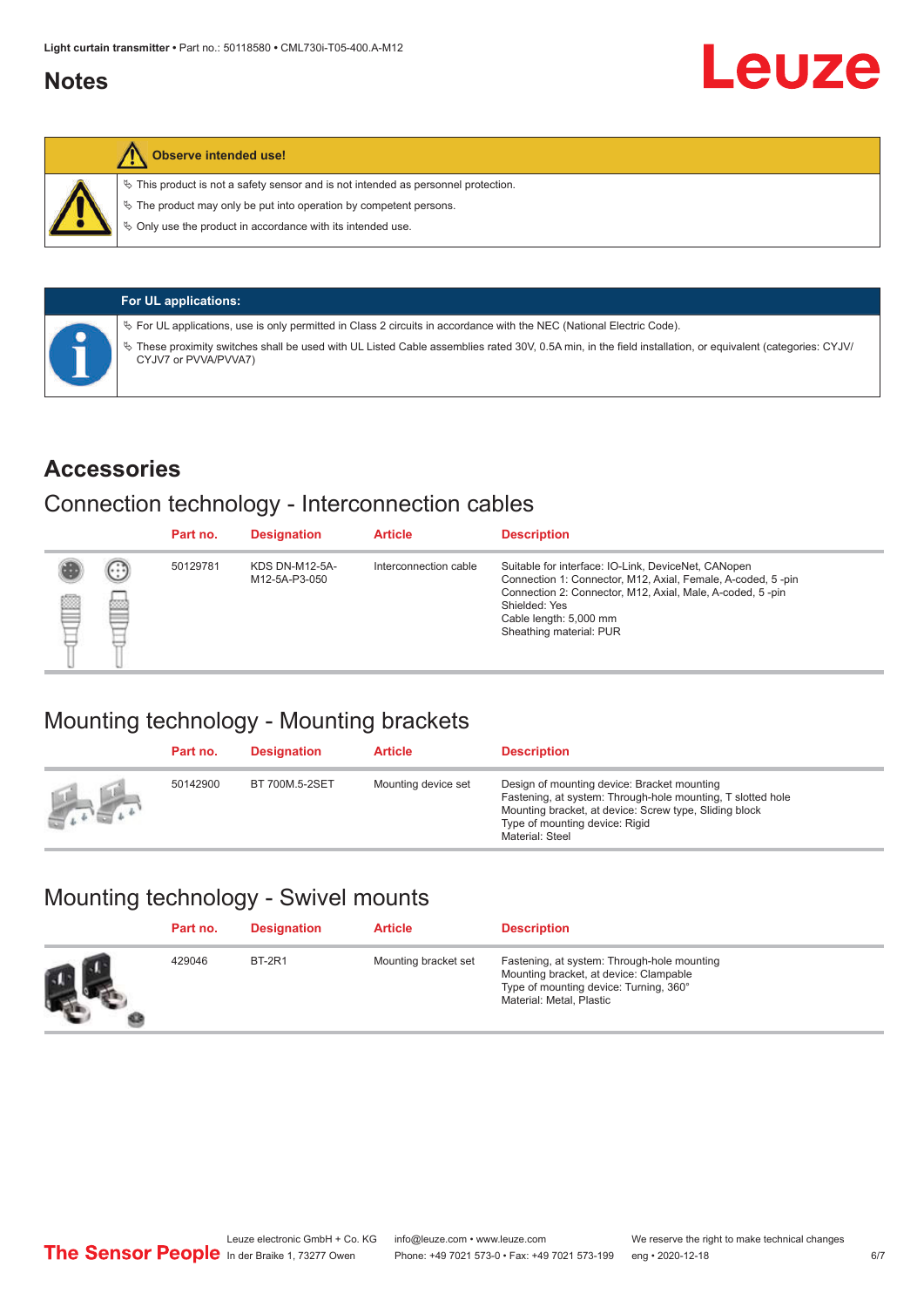## Notes

**Observe intended use!**

- ♢ This product is not a safety sensor and is not intended as personnel protection.
- ♢ The product may only be put into operation by competent persons.
- ♢ Only use the product in accordance with its intended use.

**For UL applications:**

- ♢ For UL applications, use is only permitted in Class 2 circuits in accordance with the NEC (National Electric Code).
- ♢ These proximity switches shall be used with UL Listed Cable assemblies rated 30V, 0.5A min, in the field installation, or equivalent (categories: CYJV/CYJV7 or PVVA/PVVA7)

# Accessories

## Connection technology - Interconnection cables

| | Part no. | Designation | Article | Description |
|---|---|---|---|---|
| | 50129781 | KDS DN-M12-5A-M12-5A-P3-050 | Interconnection cable | Suitable for interface: IO-Link, DeviceNet, CANopen<br>Connection 1: Connector, M12, Axial, Female, A-coded, 5 -pin<br>Connection 2: Connector, M12, Axial, Male, A-coded, 5 -pin<br>Shielded: Yes<br>Cable length: 5,000 mm<br>Sheathing material: PUR |

## Mounting technology - Mounting brackets

| | Part no. | Designation | Article | Description |
|---|---|---|---|---|
| | 50142900 | BT 700M.5-2SET | Mounting device set | Design of mounting device: Bracket mounting<br>Fastening, at system: Through-hole mounting, T slotted hole<br>Mounting bracket, at device: Screw type, Sliding block<br>Type of mounting device: Rigid<br>Material: Steel |

## Mounting technology - Swivel mounts

| | Part no. | Designation | Article | Description |
|---|---|---|---|---|
| | 429046 | BT-2R1 | Mounting bracket set | Fastening, at system: Through-hole mounting<br>Mounting bracket, at device: Clampable<br>Type of mounting device: Turning, 360°<br>Material: Metal, Plastic |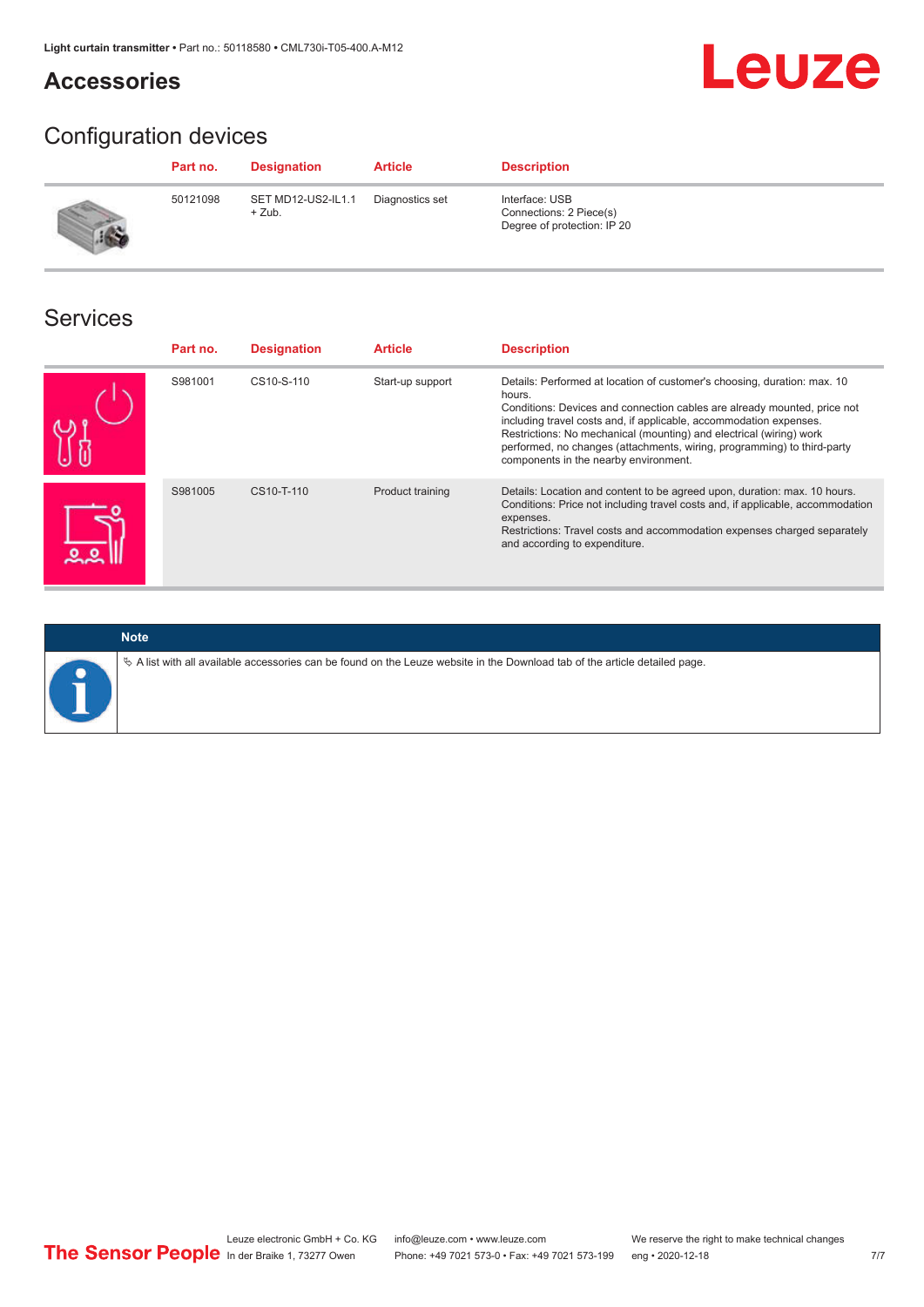# Accessories

## Configuration devices

| | Part no. | Designation | Article | Description |
|---|---|---|---|---|
| | 50121098 | SET MD12-US2-IL1.1 + Zub. | Diagnostics set | Interface: USB<br>Connections: 2 Piece(s)<br>Degree of protection: IP 20 |

## Services

| | Part no. | Designation | Article | Description |
|---|---|---|---|---|
| | S981001 | CS10-S-110 | Start-up support | Details: Performed at location of customer's choosing, duration: max. 10 hours.<br>Conditions: Devices and connection cables are already mounted, price not including travel costs and, if applicable, accommodation expenses.<br>Restrictions: No mechanical (mounting) and electrical (wiring) work performed, no changes (attachments, wiring, programming) to third-party components in the nearby environment. |
| | S981005 | CS10-T-110 | Product training | Details: Location and content to be agreed upon, duration: max. 10 hours.<br>Conditions: Price not including travel costs and, if applicable, accommodation expenses.<br>Restrictions: Travel costs and accommodation expenses charged separately and according to expenditure. |

**Note**

↳ A list with all available accessories can be found on the Leuze website in the Download tab of the article detailed page.